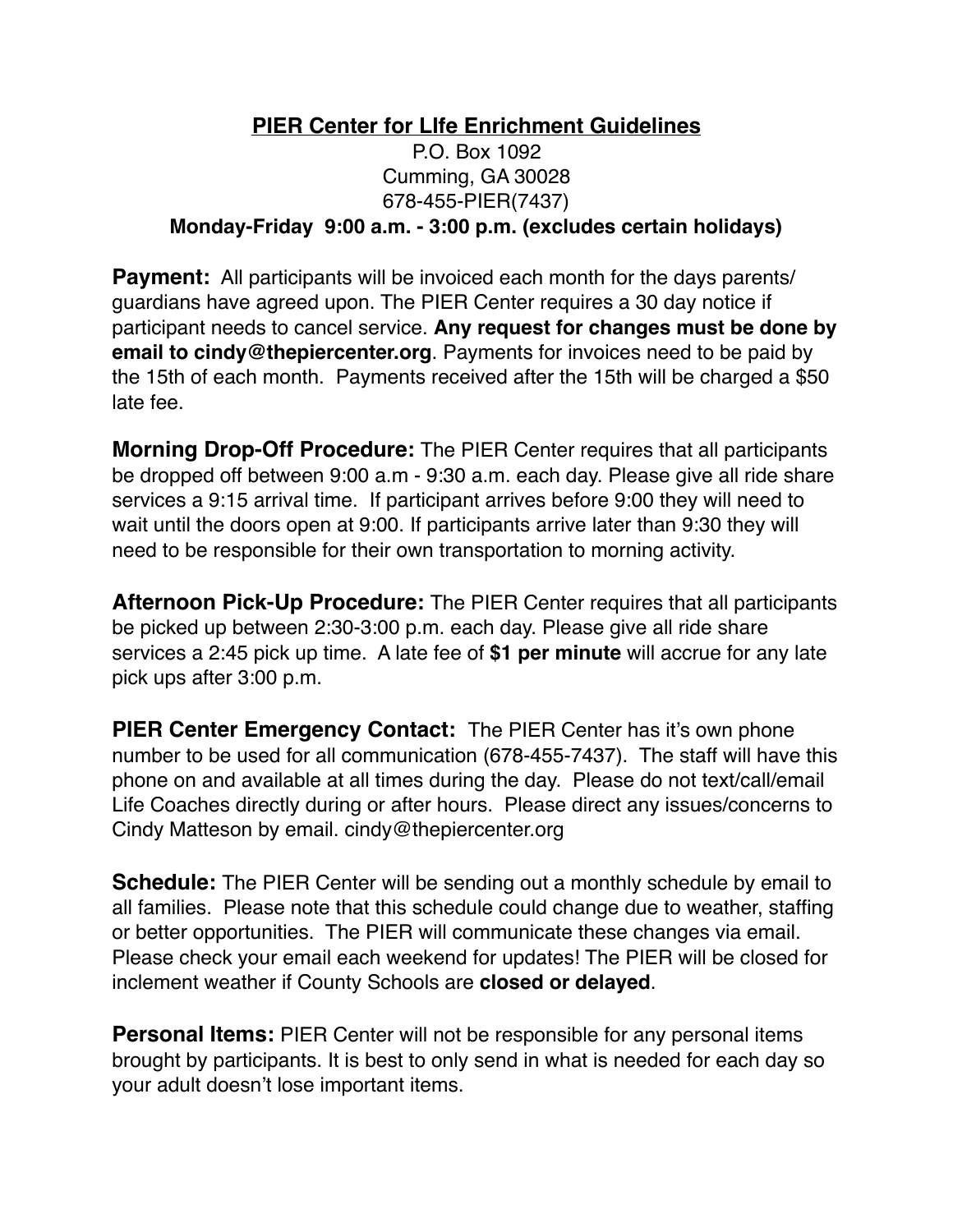# PIER Center for LIfe Enrichment Guidelines

P.O. Box 1092
Cumming, GA 30028
678-455-PIER(7437)

**Monday-Friday 9:00 a.m. - 3:00 p.m. (excludes certain holidays)**

**Payment:** All participants will be invoiced each month for the days parents/ guardians have agreed upon. The PIER Center requires a 30 day notice if participant needs to cancel service. **Any request for changes must be done by email to cindy@thepiercenter.org**. Payments for invoices need to be paid by the 15th of each month. Payments received after the 15th will be charged a $50 late fee.

**Morning Drop-Off Procedure:** The PIER Center requires that all participants be dropped off between 9:00 a.m - 9:30 a.m. each day. Please give all ride share services a 9:15 arrival time. If participant arrives before 9:00 they will need to wait until the doors open at 9:00. If participants arrive later than 9:30 they will need to be responsible for their own transportation to morning activity.

**Afternoon Pick-Up Procedure:** The PIER Center requires that all participants be picked up between 2:30-3:00 p.m. each day. Please give all ride share services a 2:45 pick up time. A late fee of **$1 per minute** will accrue for any late pick ups after 3:00 p.m.

**PIER Center Emergency Contact:** The PIER Center has it's own phone number to be used for all communication (678-455-7437). The staff will have this phone on and available at all times during the day. Please do not text/call/email Life Coaches directly during or after hours. Please direct any issues/concerns to Cindy Matteson by email. cindy@thepiercenter.org

**Schedule:** The PIER Center will be sending out a monthly schedule by email to all families. Please note that this schedule could change due to weather, staffing or better opportunities. The PIER will communicate these changes via email. Please check your email each weekend for updates! The PIER will be closed for inclement weather if County Schools are **closed or delayed**.

**Personal Items:** PIER Center will not be responsible for any personal items brought by participants. It is best to only send in what is needed for each day so your adult doesn't lose important items.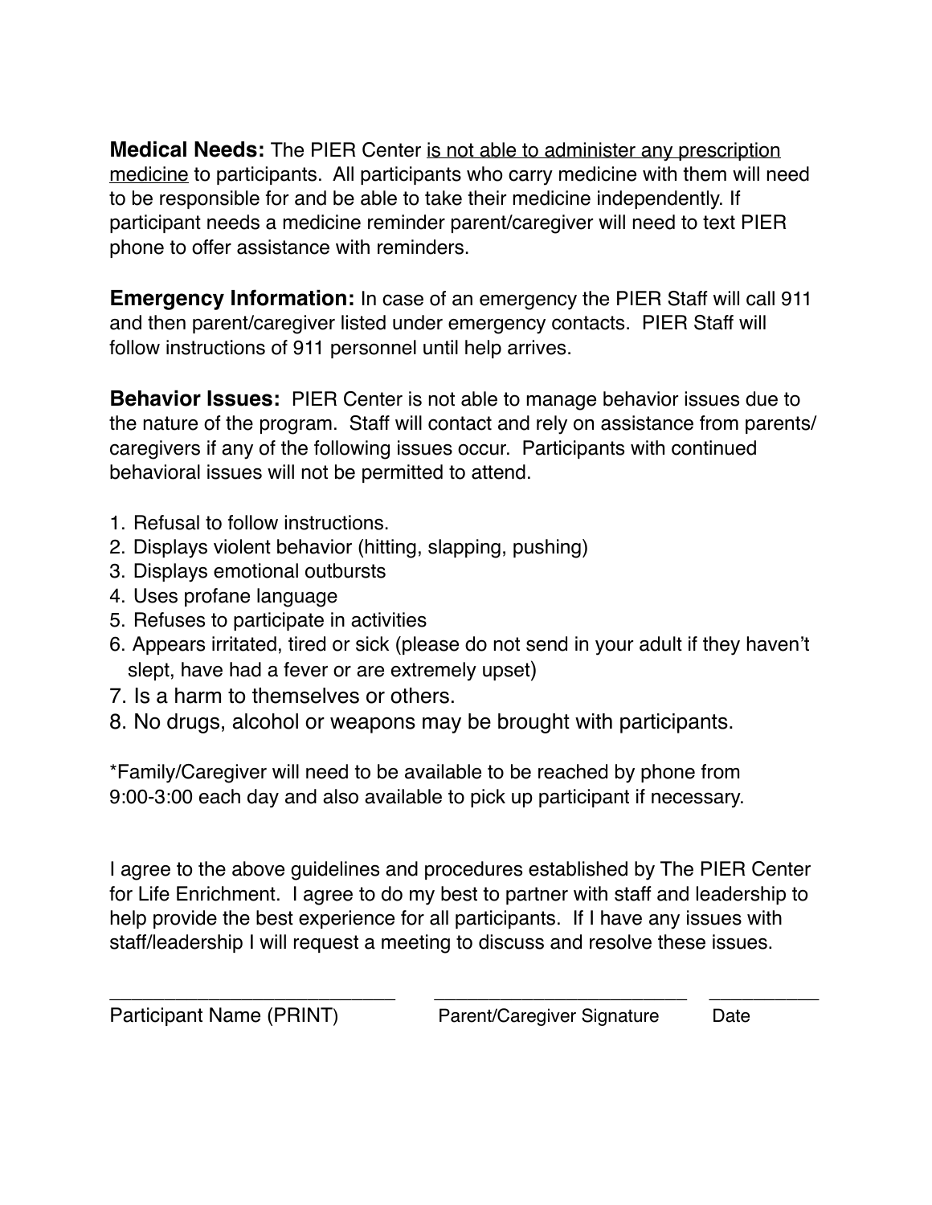**Medical Needs:** The PIER Center <u>is not able to administer any prescription medicine</u> to participants. All participants who carry medicine with them will need to be responsible for and be able to take their medicine independently. If participant needs a medicine reminder parent/caregiver will need to text PIER phone to offer assistance with reminders.

**Emergency Information:** In case of an emergency the PIER Staff will call 911 and then parent/caregiver listed under emergency contacts. PIER Staff will follow instructions of 911 personnel until help arrives.

**Behavior Issues:** PIER Center is not able to manage behavior issues due to the nature of the program. Staff will contact and rely on assistance from parents/ caregivers if any of the following issues occur. Participants with continued behavioral issues will not be permitted to attend.

1. Refusal to follow instructions.
2. Displays violent behavior (hitting, slapping, pushing)
3. Displays emotional outbursts
4. Uses profane language
5. Refuses to participate in activities
6. Appears irritated, tired or sick (please do not send in your adult if they haven't slept, have had a fever or are extremely upset)
7. Is a harm to themselves or others.
8. No drugs, alcohol or weapons may be brought with participants.

*Family/Caregiver will need to be available to be reached by phone from 9:00-3:00 each day and also available to pick up participant if necessary.

I agree to the above guidelines and procedures established by The PIER Center for Life Enrichment. I agree to do my best to partner with staff and leadership to help provide the best experience for all participants. If I have any issues with staff/leadership I will request a meeting to discuss and resolve these issues.

\_\_\_\_\_\_\_\_\_\_\_\_\_\_\_\_\_\_\_\_\_\_\_\_\_\_\_\_ \_\_\_\_\_\_\_\_\_\_\_\_\_\_\_\_\_\_\_\_\_\_\_\_\_\_ \_\_\_\_\_\_\_\_\_\_\_

Participant Name (PRINT) Parent/Caregiver Signature Date